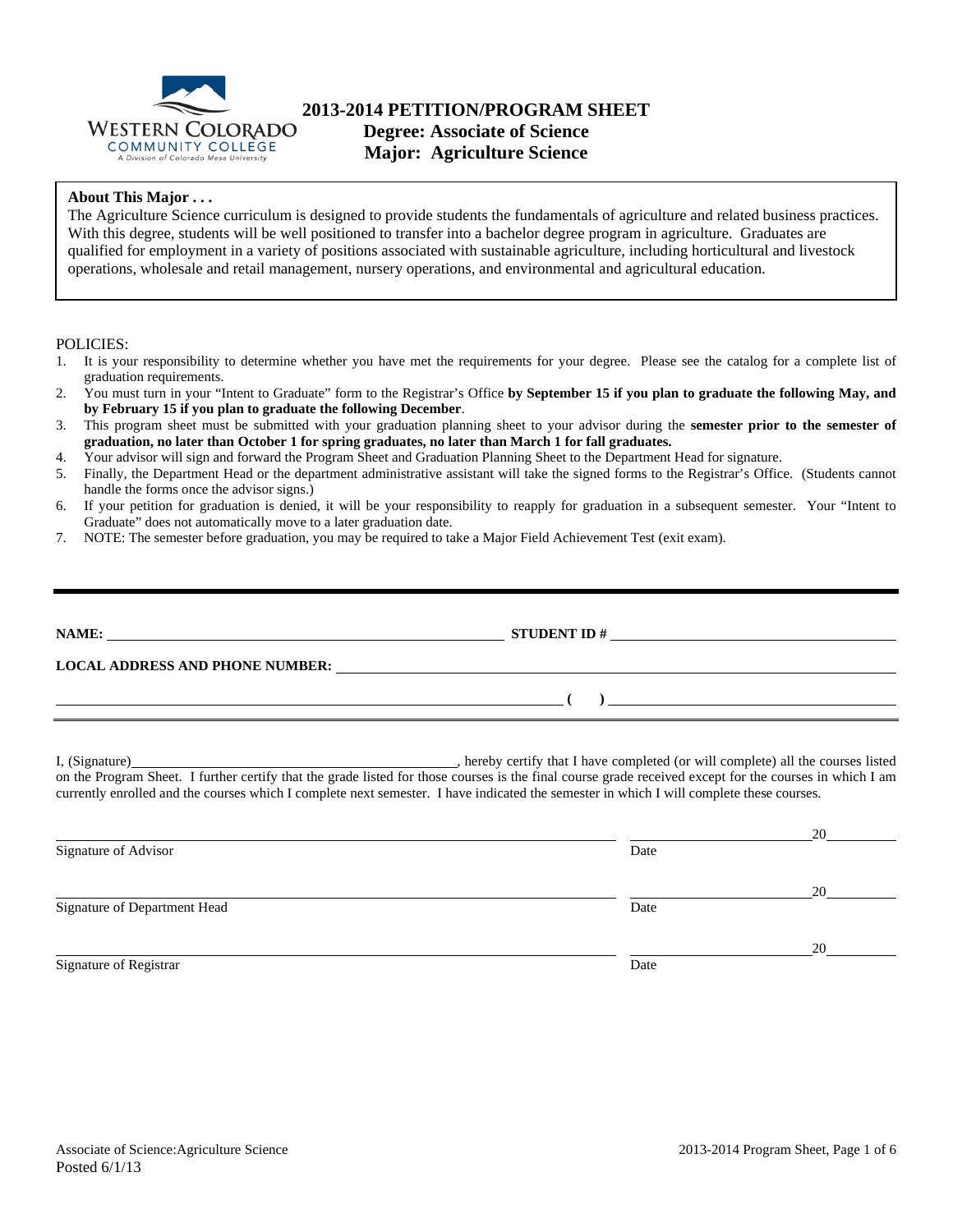Western Colorado Community College
A Division of Colorado Mesa University

# 2013-2014 PETITION/PROGRAM SHEET
## Degree: Associate of Science
## Major: Agriculture Science

**About This Major . . .**

The Agriculture Science curriculum is designed to provide students the fundamentals of agriculture and related business practices. With this degree, students will be well positioned to transfer into a bachelor degree program in agriculture. Graduates are qualified for employment in a variety of positions associated with sustainable agriculture, including horticultural and livestock operations, wholesale and retail management, nursery operations, and environmental and agricultural education.

POLICIES:

1. It is your responsibility to determine whether you have met the requirements for your degree. Please see the catalog for a complete list of graduation requirements.
2. You must turn in your "Intent to Graduate" form to the Registrar's Office **by September 15 if you plan to graduate the following May, and by February 15 if you plan to graduate the following December**.
3. This program sheet must be submitted with your graduation planning sheet to your advisor during the **semester prior to the semester of graduation, no later than October 1 for spring graduates, no later than March 1 for fall graduates.**
4. Your advisor will sign and forward the Program Sheet and Graduation Planning Sheet to the Department Head for signature.
5. Finally, the Department Head or the department administrative assistant will take the signed forms to the Registrar's Office. (Students cannot handle the forms once the advisor signs.)
6. If your petition for graduation is denied, it will be your responsibility to reapply for graduation in a subsequent semester. Your "Intent to Graduate" does not automatically move to a later graduation date.
7. NOTE: The semester before graduation, you may be required to take a Major Field Achievement Test (exit exam).

---

**NAME:** ____________________ **STUDENT ID #** ____________________

**LOCAL ADDRESS AND PHONE NUMBER:** ____________________

____________________ **( )** ____________________

I, (Signature)____________________, hereby certify that I have completed (or will complete) all the courses listed on the Program Sheet. I further certify that the grade listed for those courses is the final course grade received except for the courses in which I am currently enrolled and the courses which I complete next semester. I have indicated the semester in which I will complete these courses.

____________________ ____________________ 20____
Signature of Advisor Date

____________________ ____________________ 20____
Signature of Department Head Date

____________________ ____________________ 20____
Signature of Registrar Date

Associate of Science:Agriculture Science
Posted 6/1/13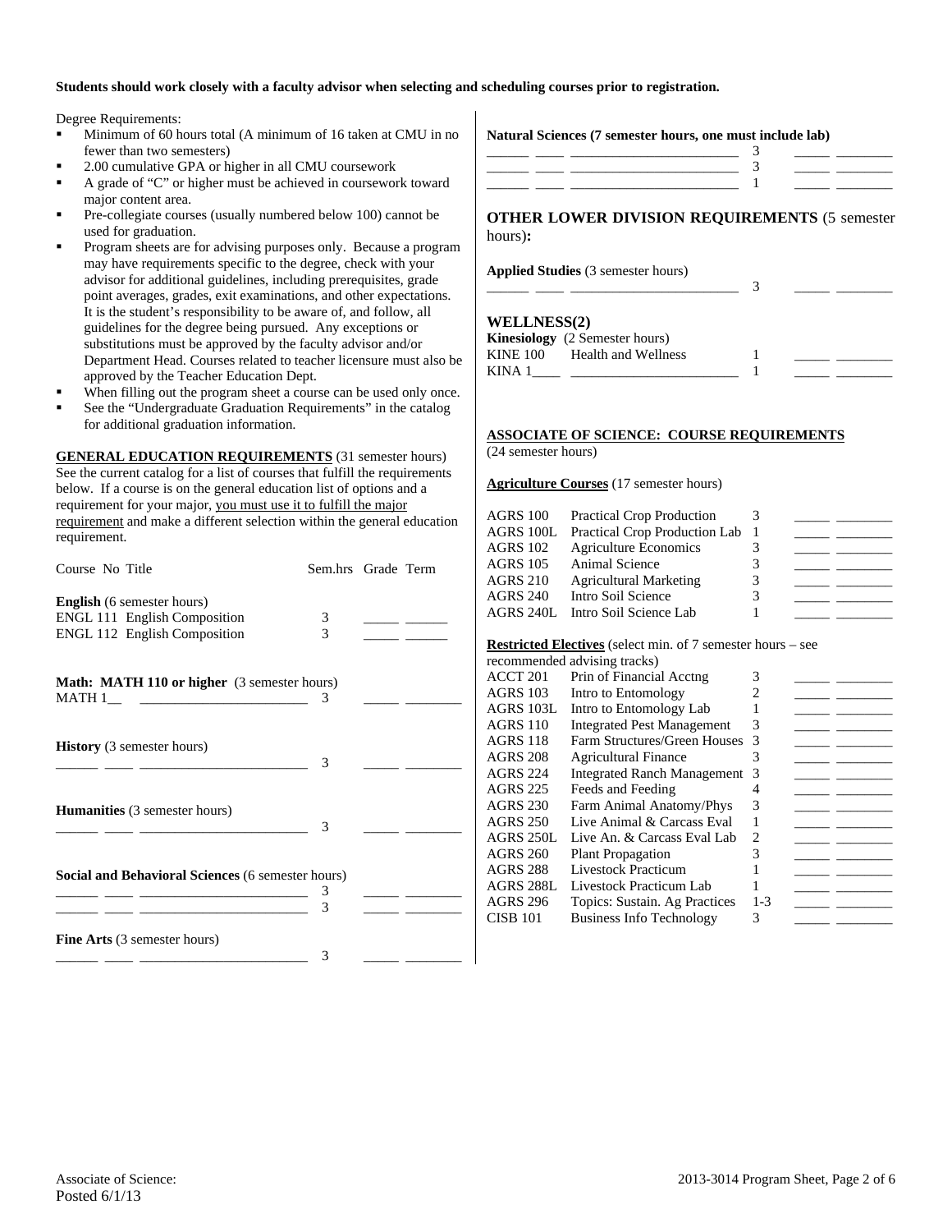**Students should work closely with a faculty advisor when selecting and scheduling courses prior to registration.**

Degree Requirements:

- Minimum of 60 hours total (A minimum of 16 taken at CMU in no fewer than two semesters)
- 2.00 cumulative GPA or higher in all CMU coursework
- A grade of "C" or higher must be achieved in coursework toward major content area.
- Pre-collegiate courses (usually numbered below 100) cannot be used for graduation.
- Program sheets are for advising purposes only. Because a program may have requirements specific to the degree, check with your advisor for additional guidelines, including prerequisites, grade point averages, grades, exit examinations, and other expectations. It is the student's responsibility to be aware of, and follow, all guidelines for the degree being pursued. Any exceptions or substitutions must be approved by the faculty advisor and/or Department Head. Courses related to teacher licensure must also be approved by the Teacher Education Dept.
- When filling out the program sheet a course can be used only once.
- See the "Undergraduate Graduation Requirements" in the catalog for additional graduation information.

**GENERAL EDUCATION REQUIREMENTS** (31 semester hours) See the current catalog for a list of courses that fulfill the requirements below. If a course is on the general education list of options and a requirement for your major, you must use it to fulfill the major requirement and make a different selection within the general education requirement.

| Course No | Title | Sem.hrs | Grade | Term |
|---|---|---|---|---|
| **English** (6 semester hours) | | | | |
| ENGL 111 | English Composition | 3 | _____ | ______ |
| ENGL 112 | English Composition | 3 | _____ | ______ |
| **Math: MATH 110 or higher** (3 semester hours) | | | | |
| MATH 1__ | ________________________ | 3 | _____ | ________ |
| **History** (3 semester hours) | | | | |
| ______ ____ | ________________________ | 3 | _____ | ________ |
| **Humanities** (3 semester hours) | | | | |
| ______ ____ | ________________________ | 3 | _____ | ________ |
| **Social and Behavioral Sciences** (6 semester hours) | | | | |
| ______ ____ | ________________________ | 3 | _____ | ________ |
| ______ ____ | ________________________ | 3 | _____ | ________ |
| **Fine Arts** (3 semester hours) | | | | |
| ______ ____ | ________________________ | 3 | _____ | ________ |
| **Natural Sciences (7 semester hours, one must include lab)** | | | | |
| ______ ____ | ________________________ | 3 | _____ | ________ |
| ______ ____ | ________________________ | 3 | _____ | ________ |
| ______ ____ | ________________________ | 1 | _____ | ________ |

## OTHER LOWER DIVISION REQUIREMENTS (5 semester hours):

| Course No | Title | Sem.hrs | Grade | Term |
|---|---|---|---|---|
| **Applied Studies** (3 semester hours) | | | | |
| ______ ____ | ________________________ | 3 | _____ | ________ |
| **WELLNESS(2)** | | | | |
| **Kinesiology** (2 Semester hours) | | | | |
| KINE 100 | Health and Wellness | 1 | _____ | ________ |
| KINA 1____ | ________________________ | 1 | _____ | ________ |

**ASSOCIATE OF SCIENCE: COURSE REQUIREMENTS** (24 semester hours)

**Agriculture Courses** (17 semester hours)

| Course No | Title | Sem.hrs | Grade | Term |
|---|---|---|---|---|
| AGRS 100 | Practical Crop Production | 3 | _____ | ________ |
| AGRS 100L | Practical Crop Production Lab | 1 | _____ | ________ |
| AGRS 102 | Agriculture Economics | 3 | _____ | ________ |
| AGRS 105 | Animal Science | 3 | _____ | ________ |
| AGRS 210 | Agricultural Marketing | 3 | _____ | ________ |
| AGRS 240 | Intro Soil Science | 3 | _____ | ________ |
| AGRS 240L | Intro Soil Science Lab | 1 | _____ | ________ |

**Restricted Electives** (select min. of 7 semester hours – see recommended advising tracks)

| Course No | Title | Sem.hrs | Grade | Term |
|---|---|---|---|---|
| ACCT 201 | Prin of Financial Acctng | 3 | _____ | ________ |
| AGRS 103 | Intro to Entomology | 2 | _____ | ________ |
| AGRS 103L | Intro to Entomology Lab | 1 | _____ | ________ |
| AGRS 110 | Integrated Pest Management | 3 | _____ | ________ |
| AGRS 118 | Farm Structures/Green Houses | 3 | _____ | ________ |
| AGRS 208 | Agricultural Finance | 3 | _____ | ________ |
| AGRS 224 | Integrated Ranch Management | 3 | _____ | ________ |
| AGRS 225 | Feeds and Feeding | 4 | _____ | ________ |
| AGRS 230 | Farm Animal Anatomy/Phys | 3 | _____ | ________ |
| AGRS 250 | Live Animal & Carcass Eval | 1 | _____ | ________ |
| AGRS 250L | Live An. & Carcass Eval Lab | 2 | _____ | ________ |
| AGRS 260 | Plant Propagation | 3 | _____ | ________ |
| AGRS 288 | Livestock Practicum | 1 | _____ | ________ |
| AGRS 288L | Livestock Practicum Lab | 1 | _____ | ________ |
| AGRS 296 | Topics: Sustain. Ag Practices | 1-3 | _____ | ________ |
| CISB 101 | Business Info Technology | 3 | _____ | ________ |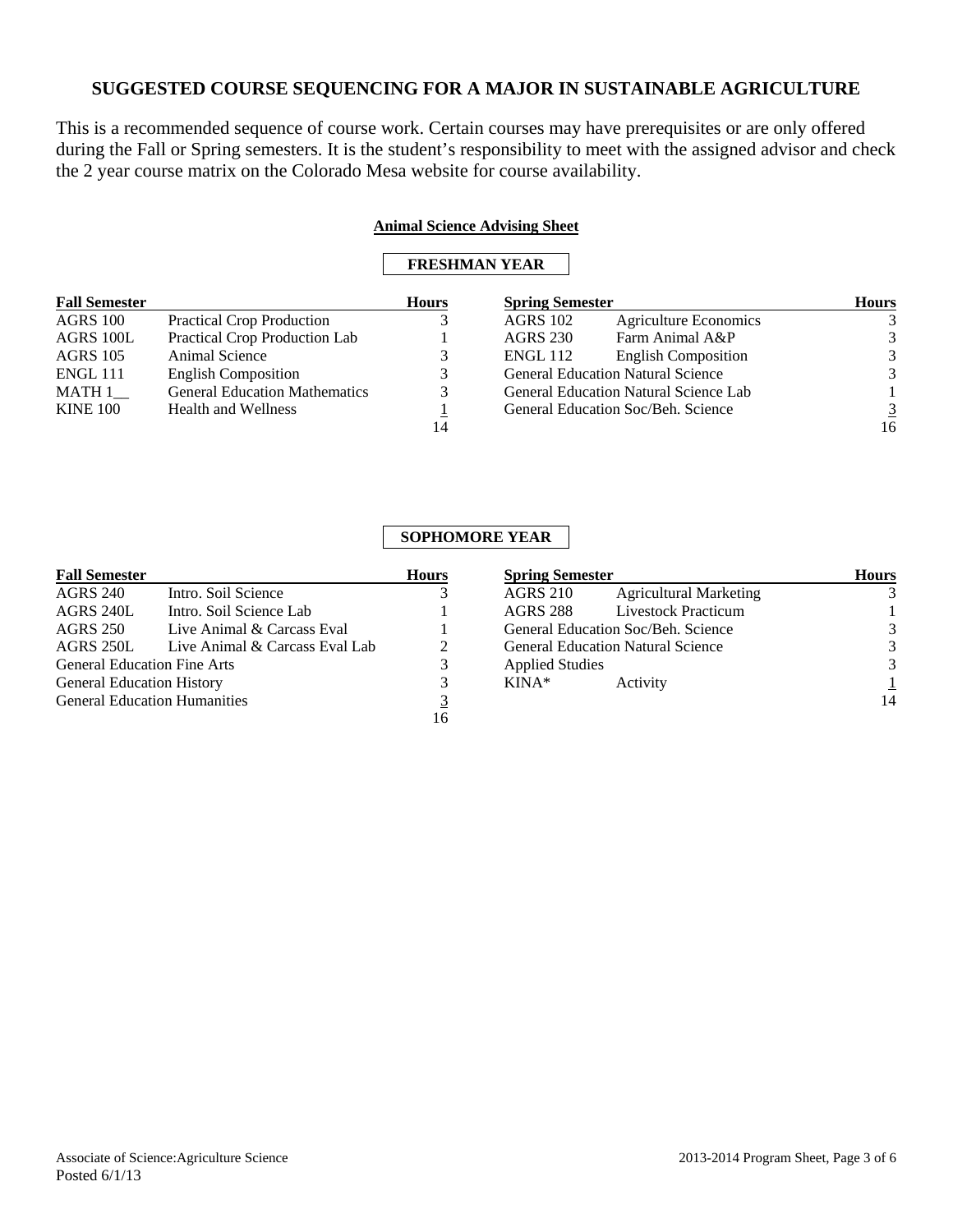## SUGGESTED COURSE SEQUENCING FOR A MAJOR IN SUSTAINABLE AGRICULTURE

This is a recommended sequence of course work. Certain courses may have prerequisites or are only offered during the Fall or Spring semesters. It is the student's responsibility to meet with the assigned advisor and check the 2 year course matrix on the Colorado Mesa website for course availability.

### Animal Science Advising Sheet

#### FRESHMAN YEAR

| Fall Semester | | Hours |
|---|---|---|
| AGRS 100 | Practical Crop Production | 3 |
| AGRS 100L | Practical Crop Production Lab | 1 |
| AGRS 105 | Animal Science | 3 |
| ENGL 111 | English Composition | 3 |
| MATH 1__ | General Education Mathematics | 3 |
| KINE 100 | Health and Wellness | 1 |
| | | 14 |

| Spring Semester | | Hours |
|---|---|---|
| AGRS 102 | Agriculture Economics | 3 |
| AGRS 230 | Farm Animal A&P | 3 |
| ENGL 112 | English Composition | 3 |
| General Education Natural Science | | 3 |
| General Education Natural Science Lab | | 1 |
| General Education Soc/Beh. Science | | 3 |
| | | 16 |

#### SOPHOMORE YEAR

| Fall Semester | | Hours |
|---|---|---|
| AGRS 240 | Intro. Soil Science | 3 |
| AGRS 240L | Intro. Soil Science Lab | 1 |
| AGRS 250 | Live Animal & Carcass Eval | 1 |
| AGRS 250L | Live Animal & Carcass Eval Lab | 2 |
| General Education Fine Arts | | 3 |
| General Education History | | 3 |
| General Education Humanities | | 3 |
| | | 16 |

| Spring Semester | | Hours |
|---|---|---|
| AGRS 210 | Agricultural Marketing | 3 |
| AGRS 288 | Livestock Practicum | 1 |
| General Education Soc/Beh. Science | | 3 |
| General Education Natural Science | | 3 |
| Applied Studies | | 3 |
| KINA* | Activity | 1 |
| | | 14 |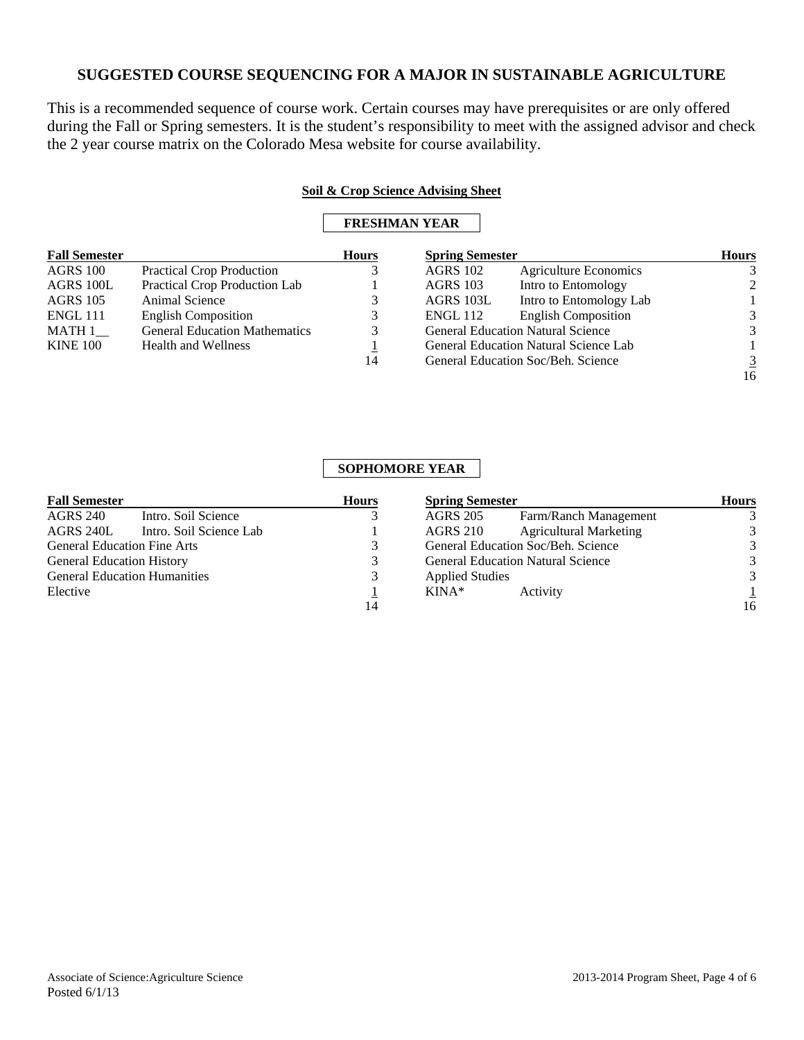# SUGGESTED COURSE SEQUENCING FOR A MAJOR IN SUSTAINABLE AGRICULTURE

This is a recommended sequence of course work. Certain courses may have prerequisites or are only offered during the Fall or Spring semesters. It is the student's responsibility to meet with the assigned advisor and check the 2 year course matrix on the Colorado Mesa website for course availability.

## Soil & Crop Science Advising Sheet

### FRESHMAN YEAR

| Fall Semester | | Hours | Spring Semester | | Hours |
|---|---|---|---|---|---|
| AGRS 100 | Practical Crop Production | 3 | AGRS 102 | Agriculture Economics | 3 |
| AGRS 100L | Practical Crop Production Lab | 1 | AGRS 103 | Intro to Entomology | 2 |
| AGRS 105 | Animal Science | 3 | AGRS 103L | Intro to Entomology Lab | 1 |
| ENGL 111 | English Composition | 3 | ENGL 112 | English Composition | 3 |
| MATH 1__ | General Education Mathematics | 3 | General Education Natural Science | | 3 |
| KINE 100 | Health and Wellness | 1 | General Education Natural Science Lab | | 1 |
| | | 14 | General Education Soc/Beh. Science | | 3 |
| | | | | | 16 |

### SOPHOMORE YEAR

| Fall Semester | | Hours | Spring Semester | | Hours |
|---|---|---|---|---|---|
| AGRS 240 | Intro. Soil Science | 3 | AGRS 205 | Farm/Ranch Management | 3 |
| AGRS 240L | Intro. Soil Science Lab | 1 | AGRS 210 | Agricultural Marketing | 3 |
| General Education Fine Arts | | 3 | General Education Soc/Beh. Science | | 3 |
| General Education History | | 3 | General Education Natural Science | | 3 |
| General Education Humanities | | 3 | Applied Studies | | 3 |
| Elective | | 1 | KINA* | Activity | 1 |
| | | 14 | | | 16 |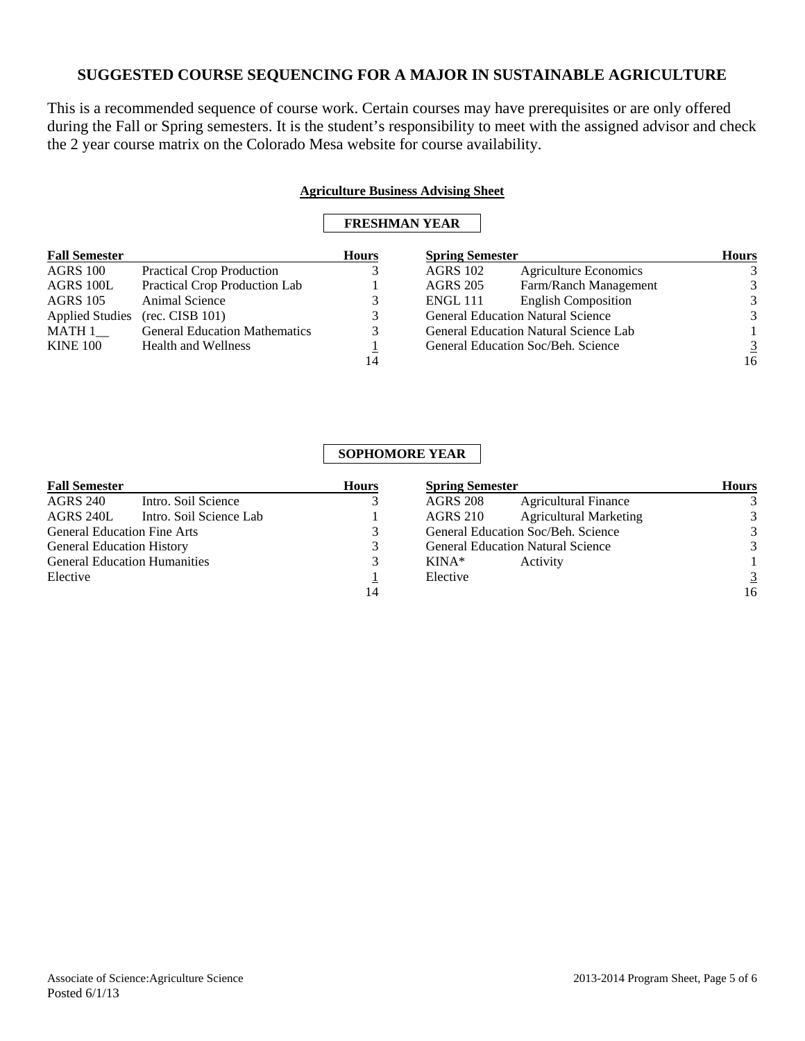## SUGGESTED COURSE SEQUENCING FOR A MAJOR IN SUSTAINABLE AGRICULTURE

This is a recommended sequence of course work. Certain courses may have prerequisites or are only offered during the Fall or Spring semesters. It is the student's responsibility to meet with the assigned advisor and check the 2 year course matrix on the Colorado Mesa website for course availability.

**Agriculture Business Advising Sheet**

### FRESHMAN YEAR

| Fall Semester | | Hours |
|---|---|---|
| AGRS 100 | Practical Crop Production | 3 |
| AGRS 100L | Practical Crop Production Lab | 1 |
| AGRS 105 | Animal Science | 3 |
| Applied Studies | (rec. CISB 101) | 3 |
| MATH 1__ | General Education Mathematics | 3 |
| KINE 100 | Health and Wellness | 1 |
| | | 14 |

| Spring Semester | | Hours |
|---|---|---|
| AGRS 102 | Agriculture Economics | 3 |
| AGRS 205 | Farm/Ranch Management | 3 |
| ENGL 111 | English Composition | 3 |
| General Education Natural Science | | 3 |
| General Education Natural Science Lab | | 1 |
| General Education Soc/Beh. Science | | 3 |
| | | 16 |

### SOPHOMORE YEAR

| Fall Semester | | Hours |
|---|---|---|
| AGRS 240 | Intro. Soil Science | 3 |
| AGRS 240L | Intro. Soil Science Lab | 1 |
| General Education Fine Arts | | 3 |
| General Education History | | 3 |
| General Education Humanities | | 3 |
| Elective | | 1 |
| | | 14 |

| Spring Semester | | Hours |
|---|---|---|
| AGRS 208 | Agricultural Finance | 3 |
| AGRS 210 | Agricultural Marketing | 3 |
| General Education Soc/Beh. Science | | 3 |
| General Education Natural Science | | 3 |
| KINA* | Activity | 1 |
| Elective | | 3 |
| | | 16 |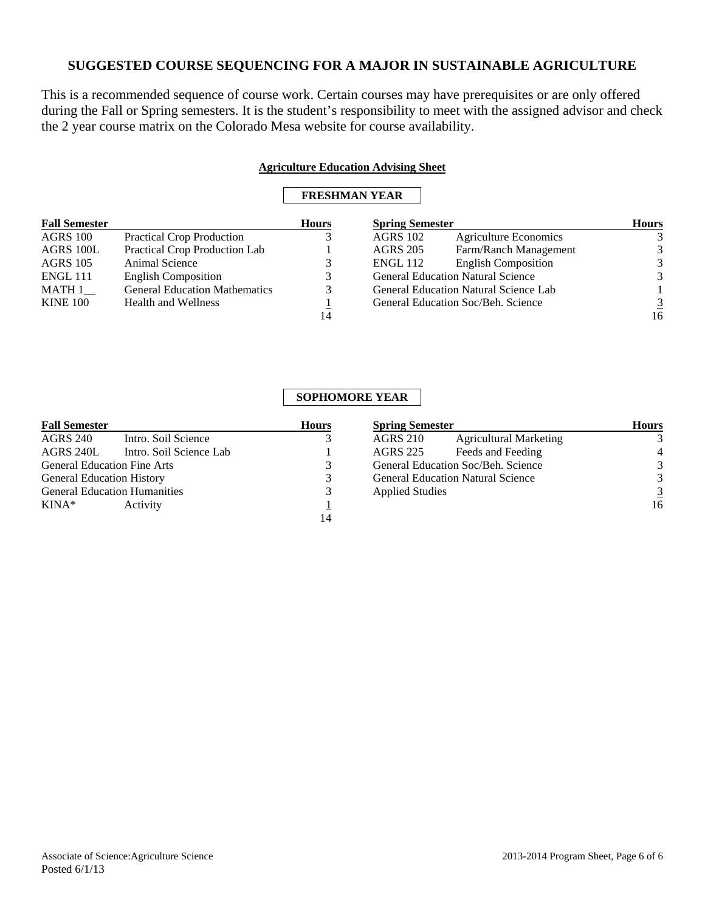## SUGGESTED COURSE SEQUENCING FOR A MAJOR IN SUSTAINABLE AGRICULTURE

This is a recommended sequence of course work. Certain courses may have prerequisites or are only offered during the Fall or Spring semesters. It is the student's responsibility to meet with the assigned advisor and check the 2 year course matrix on the Colorado Mesa website for course availability.

### Agriculture Education Advising Sheet

#### FRESHMAN YEAR

| Fall Semester | | Hours | Spring Semester | | Hours |
|---|---|---|---|---|---|
| AGRS 100 | Practical Crop Production | 3 | AGRS 102 | Agriculture Economics | 3 |
| AGRS 100L | Practical Crop Production Lab | 1 | AGRS 205 | Farm/Ranch Management | 3 |
| AGRS 105 | Animal Science | 3 | ENGL 112 | English Composition | 3 |
| ENGL 111 | English Composition | 3 | General Education Natural Science | | 3 |
| MATH 1__ | General Education Mathematics | 3 | General Education Natural Science Lab | | 1 |
| KINE 100 | Health and Wellness | 1 | General Education Soc/Beh. Science | | 3 |
| | | 14 | | | 16 |

#### SOPHOMORE YEAR

| Fall Semester | | Hours | Spring Semester | | Hours |
|---|---|---|---|---|---|
| AGRS 240 | Intro. Soil Science | 3 | AGRS 210 | Agricultural Marketing | 3 |
| AGRS 240L | Intro. Soil Science Lab | 1 | AGRS 225 | Feeds and Feeding | 4 |
| General Education Fine Arts | | 3 | General Education Soc/Beh. Science | | 3 |
| General Education History | | 3 | General Education Natural Science | | 3 |
| General Education Humanities | | 3 | Applied Studies | | 3 |
| KINA* | Activity | 1 | | | 16 |
| | | 14 | | | |